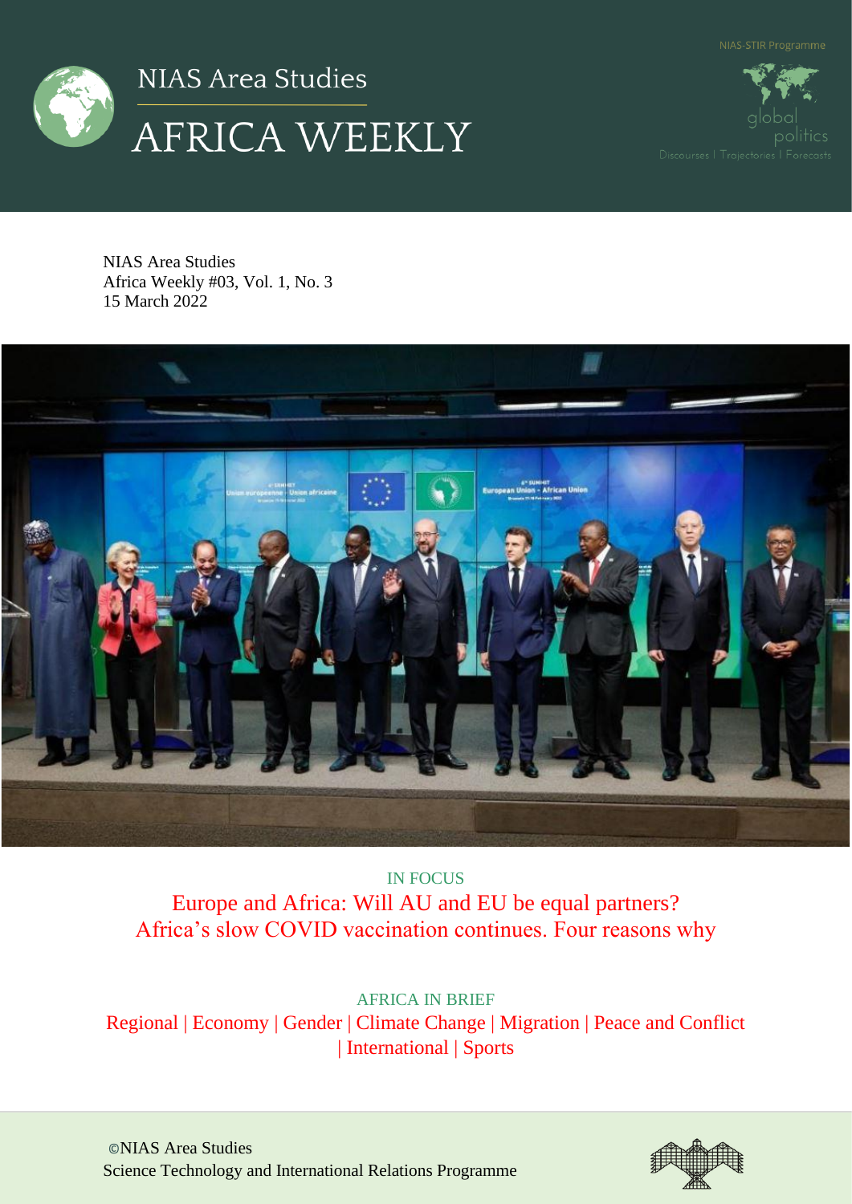# NIAS Area Studies

# AFRICA WEEKLY

NIAS-STIR Programme

global politics

Discourses | Trajectories | Forecasts

NIAS Area Studies
Africa Weekly #03, Vol. 1, No. 3
15 March 2022

IN FOCUS

Europe and Africa: Will AU and EU be equal partners?
Africa's slow COVID vaccination continues. Four reasons why

AFRICA IN BRIEF

Regional | Economy | Gender | Climate Change | Migration | Peace and Conflict | International | Sports

©NIAS Area Studies
Science Technology and International Relations Programme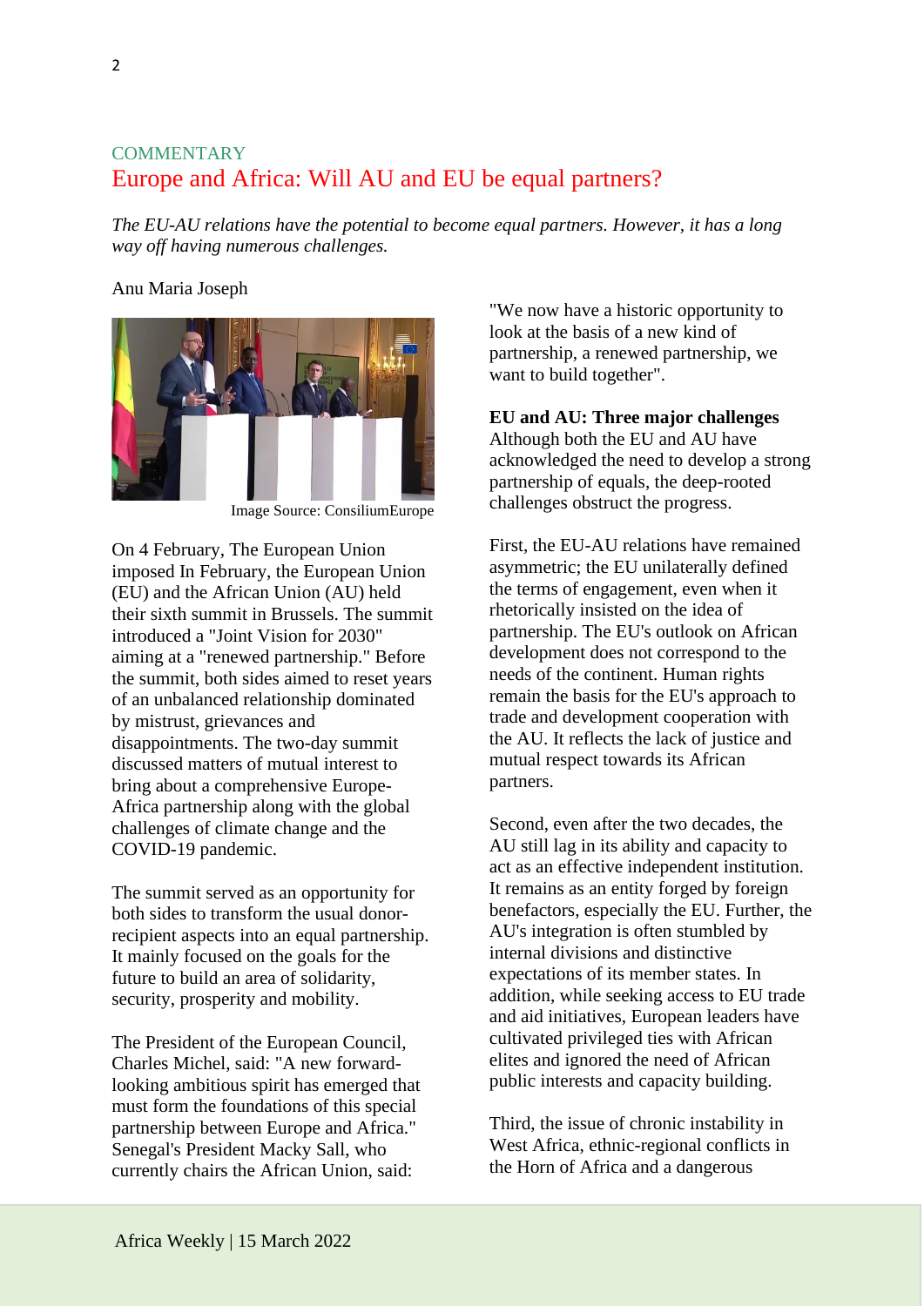COMMENTARY

# Europe and Africa: Will AU and EU be equal partners?

*The EU-AU relations have the potential to become equal partners. However, it has a long way off having numerous challenges.*

Anu Maria Joseph

Image Source: ConsiliumEurope

On 4 February, The European Union imposed In February, the European Union (EU) and the African Union (AU) held their sixth summit in Brussels. The summit introduced a "Joint Vision for 2030" aiming at a "renewed partnership." Before the summit, both sides aimed to reset years of an unbalanced relationship dominated by mistrust, grievances and disappointments. The two-day summit discussed matters of mutual interest to bring about a comprehensive Europe-Africa partnership along with the global challenges of climate change and the COVID-19 pandemic.

The summit served as an opportunity for both sides to transform the usual donor-recipient aspects into an equal partnership. It mainly focused on the goals for the future to build an area of solidarity, security, prosperity and mobility.

The President of the European Council, Charles Michel, said: "A new forward-looking ambitious spirit has emerged that must form the foundations of this special partnership between Europe and Africa." Senegal's President Macky Sall, who currently chairs the African Union, said: "We now have a historic opportunity to look at the basis of a new kind of partnership, a renewed partnership, we want to build together".

**EU and AU: Three major challenges**

Although both the EU and AU have acknowledged the need to develop a strong partnership of equals, the deep-rooted challenges obstruct the progress.

First, the EU-AU relations have remained asymmetric; the EU unilaterally defined the terms of engagement, even when it rhetorically insisted on the idea of partnership. The EU's outlook on African development does not correspond to the needs of the continent. Human rights remain the basis for the EU's approach to trade and development cooperation with the AU. It reflects the lack of justice and mutual respect towards its African partners.

Second, even after the two decades, the AU still lag in its ability and capacity to act as an effective independent institution. It remains as an entity forged by foreign benefactors, especially the EU. Further, the AU's integration is often stumbled by internal divisions and distinctive expectations of its member states. In addition, while seeking access to EU trade and aid initiatives, European leaders have cultivated privileged ties with African elites and ignored the need of African public interests and capacity building.

Third, the issue of chronic instability in West Africa, ethnic-regional conflicts in the Horn of Africa and a dangerous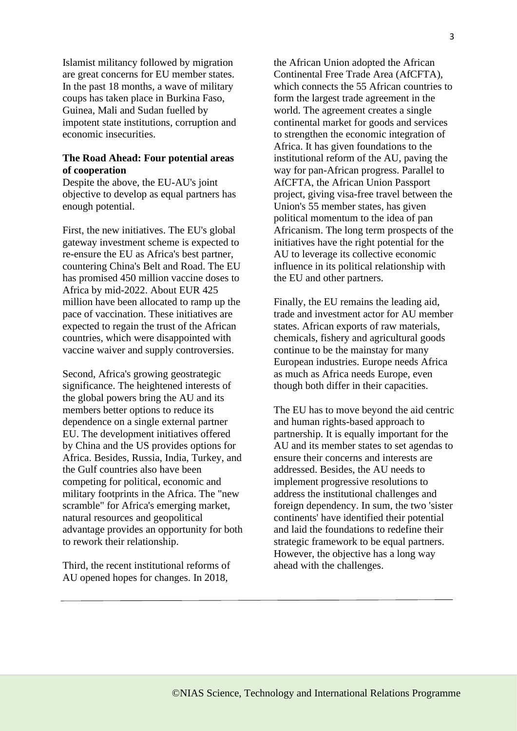Islamist militancy followed by migration are great concerns for EU member states. In the past 18 months, a wave of military coups has taken place in Burkina Faso, Guinea, Mali and Sudan fuelled by impotent state institutions, corruption and economic insecurities.

**The Road Ahead: Four potential areas of cooperation**

Despite the above, the EU-AU's joint objective to develop as equal partners has enough potential.

First, the new initiatives. The EU's global gateway investment scheme is expected to re-ensure the EU as Africa's best partner, countering China's Belt and Road. The EU has promised 450 million vaccine doses to Africa by mid-2022. About EUR 425 million have been allocated to ramp up the pace of vaccination. These initiatives are expected to regain the trust of the African countries, which were disappointed with vaccine waiver and supply controversies.

Second, Africa's growing geostrategic significance. The heightened interests of the global powers bring the AU and its members better options to reduce its dependence on a single external partner EU. The development initiatives offered by China and the US provides options for Africa. Besides, Russia, India, Turkey, and the Gulf countries also have been competing for political, economic and military footprints in the Africa. The "new scramble" for Africa's emerging market, natural resources and geopolitical advantage provides an opportunity for both to rework their relationship.

Third, the recent institutional reforms of AU opened hopes for changes. In 2018, the African Union adopted the African Continental Free Trade Area (AfCFTA), which connects the 55 African countries to form the largest trade agreement in the world. The agreement creates a single continental market for goods and services to strengthen the economic integration of Africa. It has given foundations to the institutional reform of the AU, paving the way for pan-African progress. Parallel to AfCFTA, the African Union Passport project, giving visa-free travel between the Union's 55 member states, has given political momentum to the idea of pan Africanism. The long term prospects of the initiatives have the right potential for the AU to leverage its collective economic influence in its political relationship with the EU and other partners.

Finally, the EU remains the leading aid, trade and investment actor for AU member states. African exports of raw materials, chemicals, fishery and agricultural goods continue to be the mainstay for many European industries. Europe needs Africa as much as Africa needs Europe, even though both differ in their capacities.

The EU has to move beyond the aid centric and human rights-based approach to partnership. It is equally important for the AU and its member states to set agendas to ensure their concerns and interests are addressed. Besides, the AU needs to implement progressive resolutions to address the institutional challenges and foreign dependency. In sum, the two 'sister continents' have identified their potential and laid the foundations to redefine their strategic framework to be equal partners. However, the objective has a long way ahead with the challenges.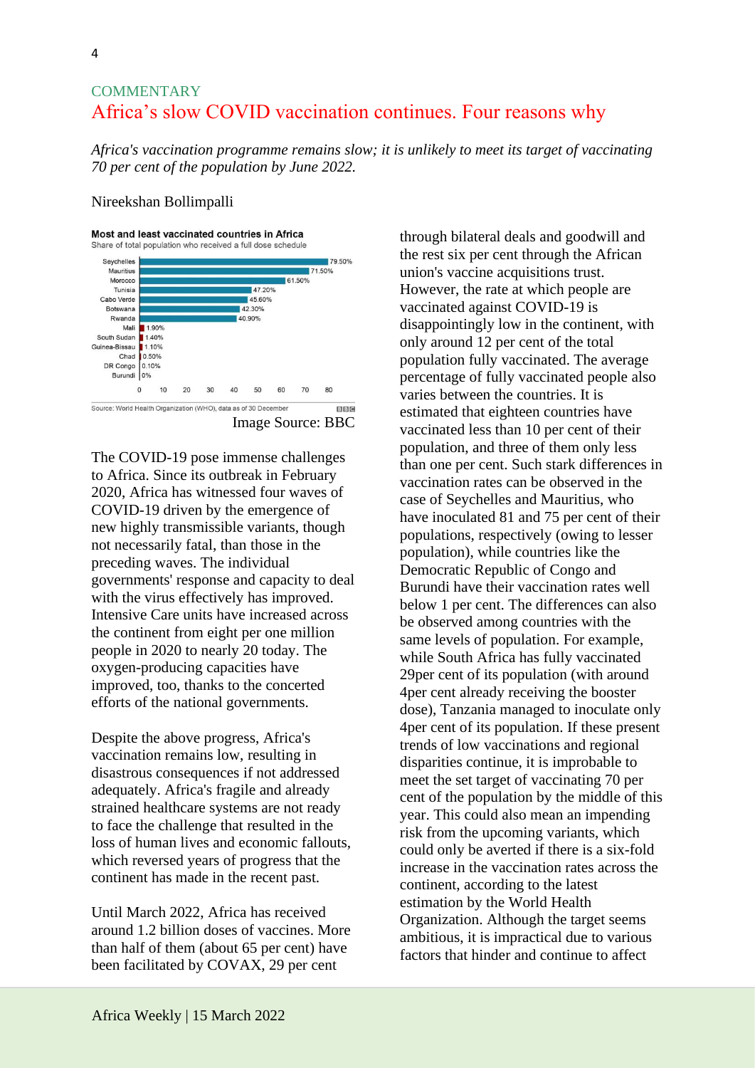COMMENTARY

# Africa's slow COVID vaccination continues. Four reasons why

*Africa's vaccination programme remains slow; it is unlikely to meet its target of vaccinating 70 per cent of the population by June 2022.*

Nireekshan Bollimpalli

**Most and least vaccinated countries in Africa**

Share of total population who received a full dose schedule

| Country | Share |
|---|---|
| Seychelles | 79.50% |
| Mauritius | 71.50% |
| Morocco | 61.50% |
| Tunisia | 47.20% |
| Cabo Verde | 45.60% |
| Botswana | 42.30% |
| Rwanda | 40.90% |
| Mali | 1.90% |
| South Sudan | 1.40% |
| Guinea-Bissau | 1.10% |
| Chad | 0.50% |
| DR Congo | 0.10% |
| Burundi | 0% |

Source: World Health Organization (WHO), data as of 30 December

Image Source: BBC

The COVID-19 pose immense challenges to Africa. Since its outbreak in February 2020, Africa has witnessed four waves of COVID-19 driven by the emergence of new highly transmissible variants, though not necessarily fatal, than those in the preceding waves. The individual governments' response and capacity to deal with the virus effectively has improved. Intensive Care units have increased across the continent from eight per one million people in 2020 to nearly 20 today. The oxygen-producing capacities have improved, too, thanks to the concerted efforts of the national governments.

Despite the above progress, Africa's vaccination remains low, resulting in disastrous consequences if not addressed adequately. Africa's fragile and already strained healthcare systems are not ready to face the challenge that resulted in the loss of human lives and economic fallouts, which reversed years of progress that the continent has made in the recent past.

Until March 2022, Africa has received around 1.2 billion doses of vaccines. More than half of them (about 65 per cent) have been facilitated by COVAX, 29 per cent through bilateral deals and goodwill and the rest six per cent through the African union's vaccine acquisitions trust. However, the rate at which people are vaccinated against COVID-19 is disappointingly low in the continent, with only around 12 per cent of the total population fully vaccinated. The average percentage of fully vaccinated people also varies between the countries. It is estimated that eighteen countries have vaccinated less than 10 per cent of their population, and three of them only less than one per cent. Such stark differences in vaccination rates can be observed in the case of Seychelles and Mauritius, who have inoculated 81 and 75 per cent of their populations, respectively (owing to lesser population), while countries like the Democratic Republic of Congo and Burundi have their vaccination rates well below 1 per cent. The differences can also be observed among countries with the same levels of population. For example, while South Africa has fully vaccinated 29per cent of its population (with around 4per cent already receiving the booster dose), Tanzania managed to inoculate only 4per cent of its population. If these present trends of low vaccinations and regional disparities continue, it is improbable to meet the set target of vaccinating 70 per cent of the population by the middle of this year. This could also mean an impending risk from the upcoming variants, which could only be averted if there is a six-fold increase in the vaccination rates across the continent, according to the latest estimation by the World Health Organization. Although the target seems ambitious, it is impractical due to various factors that hinder and continue to affect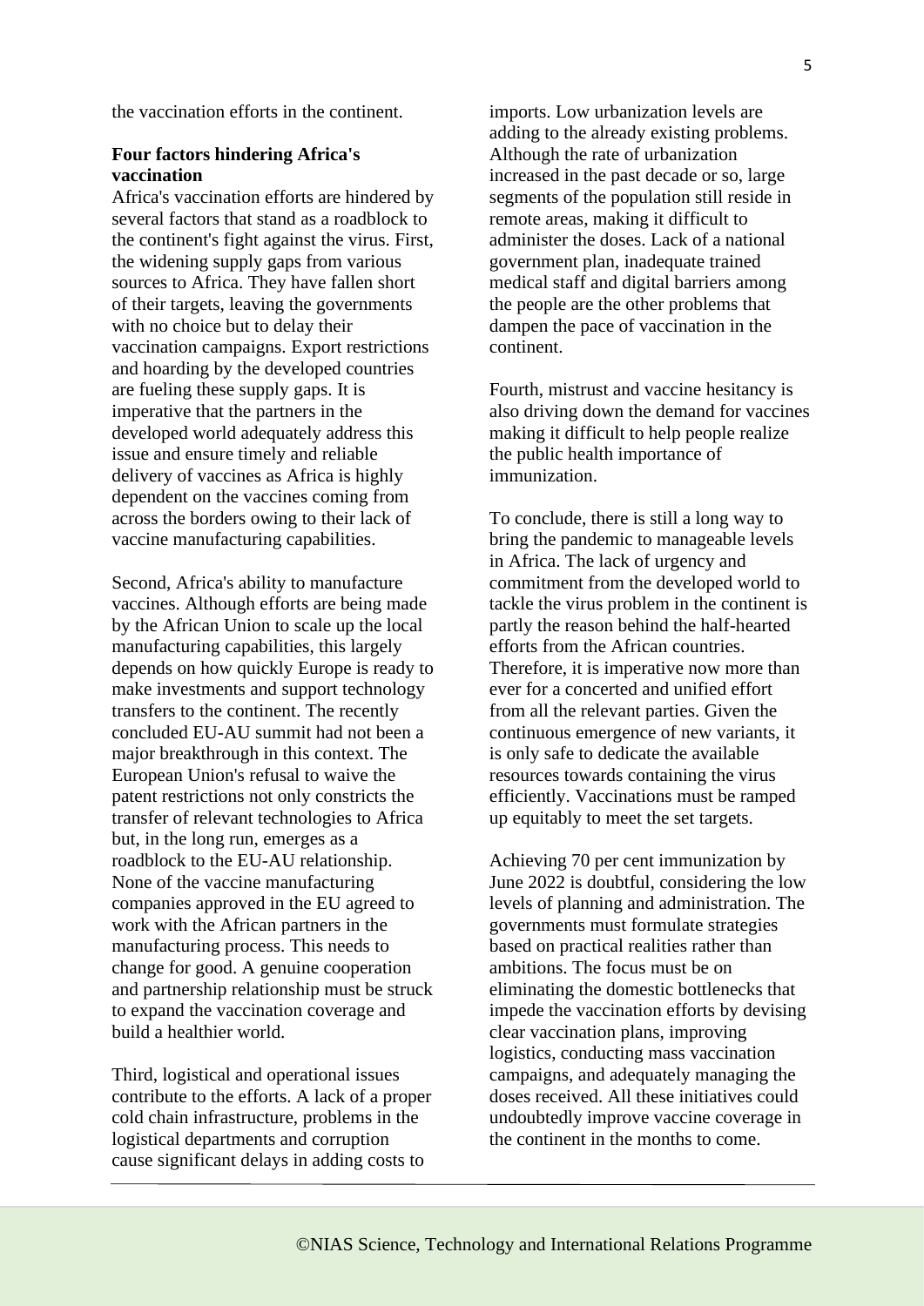the vaccination efforts in the continent.

**Four factors hindering Africa's vaccination**

Africa's vaccination efforts are hindered by several factors that stand as a roadblock to the continent's fight against the virus. First, the widening supply gaps from various sources to Africa. They have fallen short of their targets, leaving the governments with no choice but to delay their vaccination campaigns. Export restrictions and hoarding by the developed countries are fueling these supply gaps. It is imperative that the partners in the developed world adequately address this issue and ensure timely and reliable delivery of vaccines as Africa is highly dependent on the vaccines coming from across the borders owing to their lack of vaccine manufacturing capabilities.

Second, Africa's ability to manufacture vaccines. Although efforts are being made by the African Union to scale up the local manufacturing capabilities, this largely depends on how quickly Europe is ready to make investments and support technology transfers to the continent. The recently concluded EU-AU summit had not been a major breakthrough in this context. The European Union's refusal to waive the patent restrictions not only constricts the transfer of relevant technologies to Africa but, in the long run, emerges as a roadblock to the EU-AU relationship. None of the vaccine manufacturing companies approved in the EU agreed to work with the African partners in the manufacturing process. This needs to change for good. A genuine cooperation and partnership relationship must be struck to expand the vaccination coverage and build a healthier world.

Third, logistical and operational issues contribute to the efforts. A lack of a proper cold chain infrastructure, problems in the logistical departments and corruption cause significant delays in adding costs to imports. Low urbanization levels are adding to the already existing problems. Although the rate of urbanization increased in the past decade or so, large segments of the population still reside in remote areas, making it difficult to administer the doses. Lack of a national government plan, inadequate trained medical staff and digital barriers among the people are the other problems that dampen the pace of vaccination in the continent.

Fourth, mistrust and vaccine hesitancy is also driving down the demand for vaccines making it difficult to help people realize the public health importance of immunization.

To conclude, there is still a long way to bring the pandemic to manageable levels in Africa. The lack of urgency and commitment from the developed world to tackle the virus problem in the continent is partly the reason behind the half-hearted efforts from the African countries. Therefore, it is imperative now more than ever for a concerted and unified effort from all the relevant parties. Given the continuous emergence of new variants, it is only safe to dedicate the available resources towards containing the virus efficiently. Vaccinations must be ramped up equitably to meet the set targets.

Achieving 70 per cent immunization by June 2022 is doubtful, considering the low levels of planning and administration. The governments must formulate strategies based on practical realities rather than ambitions. The focus must be on eliminating the domestic bottlenecks that impede the vaccination efforts by devising clear vaccination plans, improving logistics, conducting mass vaccination campaigns, and adequately managing the doses received. All these initiatives could undoubtedly improve vaccine coverage in the continent in the months to come.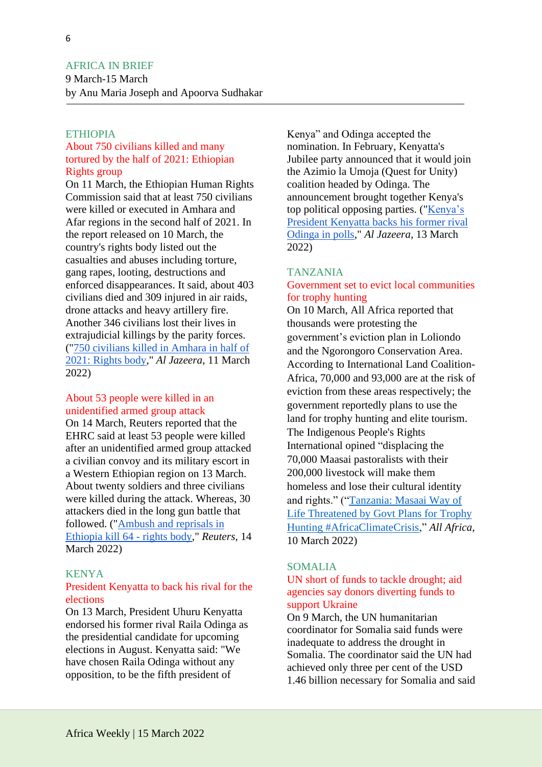# AFRICA IN BRIEF

9 March-15 March

by Anu Maria Joseph and Apoorva Sudhakar

## ETHIOPIA

### About 750 civilians killed and many tortured by the half of 2021: Ethiopian Rights group

On 11 March, the Ethiopian Human Rights Commission said that at least 750 civilians were killed or executed in Amhara and Afar regions in the second half of 2021. In the report released on 10 March, the country's rights body listed out the casualties and abuses including torture, gang rapes, looting, destructions and enforced disappearances. It said, about 403 civilians died and 309 injured in air raids, drone attacks and heavy artillery fire. Another 346 civilians lost their lives in extrajudicial killings by the parity forces. ("750 civilians killed in Amhara in half of 2021: Rights body," *Al Jazeera*, 11 March 2022)

### About 53 people were killed in an unidentified armed group attack

On 14 March, Reuters reported that the EHRC said at least 53 people were killed after an unidentified armed group attacked a civilian convoy and its military escort in a Western Ethiopian region on 13 March. About twenty soldiers and three civilians were killed during the attack. Whereas, 30 attackers died in the long gun battle that followed. ("Ambush and reprisals in Ethiopia kill 64 - rights body," *Reuters*, 14 March 2022)

## KENYA

### President Kenyatta to back his rival for the elections

On 13 March, President Uhuru Kenyatta endorsed his former rival Raila Odinga as the presidential candidate for upcoming elections in August. Kenyatta said: "We have chosen Raila Odinga without any opposition, to be the fifth president of Kenya" and Odinga accepted the nomination. In February, Kenyatta's Jubilee party announced that it would join the Azimio la Umoja (Quest for Unity) coalition headed by Odinga. The announcement brought together Kenya's top political opposing parties. ("Kenya's President Kenyatta backs his former rival Odinga in polls," *Al Jazeera*, 13 March 2022)

## TANZANIA

### Government set to evict local communities for trophy hunting

On 10 March, All Africa reported that thousands were protesting the government's eviction plan in Loliondo and the Ngorongoro Conservation Area. According to International Land Coalition-Africa, 70,000 and 93,000 are at the risk of eviction from these areas respectively; the government reportedly plans to use the land for trophy hunting and elite tourism. The Indigenous People's Rights International opined "displacing the 70,000 Maasai pastoralists with their 200,000 livestock will make them homeless and lose their cultural identity and rights." ("Tanzania: Masaai Way of Life Threatened by Govt Plans for Trophy Hunting #AfricaClimateCrisis," *All Africa*, 10 March 2022)

## SOMALIA

### UN short of funds to tackle drought; aid agencies say donors diverting funds to support Ukraine

On 9 March, the UN humanitarian coordinator for Somalia said funds were inadequate to address the drought in Somalia. The coordinator said the UN had achieved only three per cent of the USD 1.46 billion necessary for Somalia and said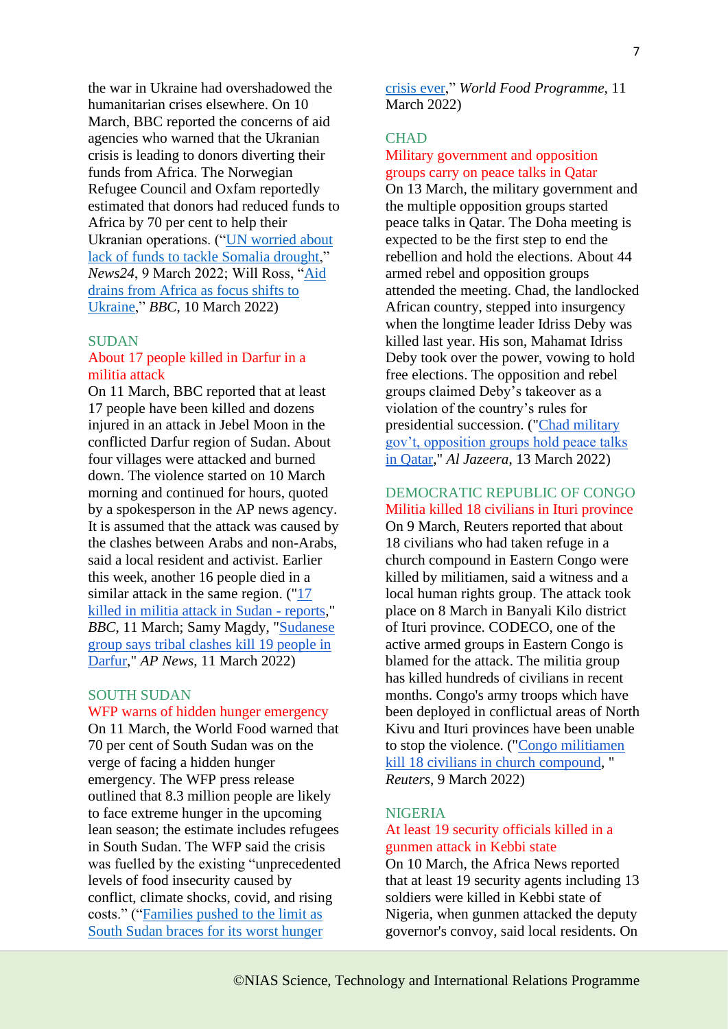the war in Ukraine had overshadowed the humanitarian crises elsewhere. On 10 March, BBC reported the concerns of aid agencies who warned that the Ukranian crisis is leading to donors diverting their funds from Africa. The Norwegian Refugee Council and Oxfam reportedly estimated that donors had reduced funds to Africa by 70 per cent to help their Ukranian operations. ("UN worried about lack of funds to tackle Somalia drought," *News24*, 9 March 2022; Will Ross, "Aid drains from Africa as focus shifts to Ukraine," *BBC*, 10 March 2022)

## SUDAN

### About 17 people killed in Darfur in a militia attack

On 11 March, BBC reported that at least 17 people have been killed and dozens injured in an attack in Jebel Moon in the conflicted Darfur region of Sudan. About four villages were attacked and burned down. The violence started on 10 March morning and continued for hours, quoted by a spokesperson in the AP news agency. It is assumed that the attack was caused by the clashes between Arabs and non-Arabs, said a local resident and activist. Earlier this week, another 16 people died in a similar attack in the same region. ("17 killed in militia attack in Sudan - reports," *BBC*, 11 March; Samy Magdy, "Sudanese group says tribal clashes kill 19 people in Darfur," *AP News*, 11 March 2022)

## SOUTH SUDAN

### WFP warns of hidden hunger emergency

On 11 March, the World Food warned that 70 per cent of South Sudan was on the verge of facing a hidden hunger emergency. The WFP press release outlined that 8.3 million people are likely to face extreme hunger in the upcoming lean season; the estimate includes refugees in South Sudan. The WFP said the crisis was fuelled by the existing "unprecedented levels of food insecurity caused by conflict, climate shocks, covid, and rising costs." ("Families pushed to the limit as South Sudan braces for its worst hunger crisis ever," *World Food Programme*, 11 March 2022)

## CHAD

### Military government and opposition groups carry on peace talks in Qatar

On 13 March, the military government and the multiple opposition groups started peace talks in Qatar. The Doha meeting is expected to be the first step to end the rebellion and hold the elections. About 44 armed rebel and opposition groups attended the meeting. Chad, the landlocked African country, stepped into insurgency when the longtime leader Idriss Deby was killed last year. His son, Mahamat Idriss Deby took over the power, vowing to hold free elections. The opposition and rebel groups claimed Deby's takeover as a violation of the country's rules for presidential succession. ("Chad military gov't, opposition groups hold peace talks in Qatar," *Al Jazeera*, 13 March 2022)

## DEMOCRATIC REPUBLIC OF CONGO

### Militia killed 18 civilians in Ituri province

On 9 March, Reuters reported that about 18 civilians who had taken refuge in a church compound in Eastern Congo were killed by militiamen, said a witness and a local human rights group. The attack took place on 8 March in Banyali Kilo district of Ituri province. CODECO, one of the active armed groups in Eastern Congo is blamed for the attack. The militia group has killed hundreds of civilians in recent months. Congo's army troops which have been deployed in conflictual areas of North Kivu and Ituri provinces have been unable to stop the violence. ("Congo militiamen kill 18 civilians in church compound, " *Reuters*, 9 March 2022)

## NIGERIA

### At least 19 security officials killed in a gunmen attack in Kebbi state

On 10 March, the Africa News reported that at least 19 security agents including 13 soldiers were killed in Kebbi state of Nigeria, when gunmen attacked the deputy governor's convoy, said local residents. On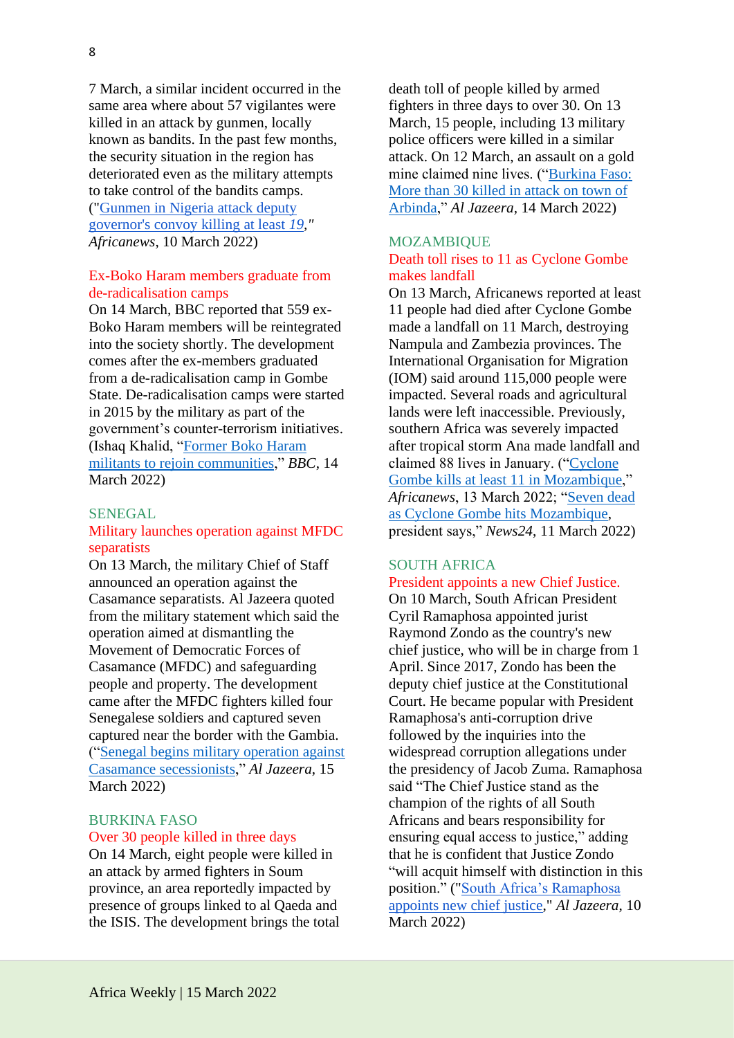7 March, a similar incident occurred in the same area where about 57 vigilantes were killed in an attack by gunmen, locally known as bandits. In the past few months, the security situation in the region has deteriorated even as the military attempts to take control of the bandits camps. ("Gunmen in Nigeria attack deputy governor's convoy killing at least *19*," *Africanews*, 10 March 2022)

### Ex-Boko Haram members graduate from de-radicalisation camps

On 14 March, BBC reported that 559 ex-Boko Haram members will be reintegrated into the society shortly. The development comes after the ex-members graduated from a de-radicalisation camp in Gombe State. De-radicalisation camps were started in 2015 by the military as part of the government's counter-terrorism initiatives. (Ishaq Khalid, "Former Boko Haram militants to rejoin communities," *BBC*, 14 March 2022)

## SENEGAL

### Military launches operation against MFDC separatists

On 13 March, the military Chief of Staff announced an operation against the Casamance separatists. Al Jazeera quoted from the military statement which said the operation aimed at dismantling the Movement of Democratic Forces of Casamance (MFDC) and safeguarding people and property. The development came after the MFDC fighters killed four Senegalese soldiers and captured seven captured near the border with the Gambia. ("Senegal begins military operation against Casamance secessionists," *Al Jazeera*, 15 March 2022)

## BURKINA FASO

### Over 30 people killed in three days

On 14 March, eight people were killed in an attack by armed fighters in Soum province, an area reportedly impacted by presence of groups linked to al Qaeda and the ISIS. The development brings the total death toll of people killed by armed fighters in three days to over 30. On 13 March, 15 people, including 13 military police officers were killed in a similar attack. On 12 March, an assault on a gold mine claimed nine lives. ("Burkina Faso: More than 30 killed in attack on town of Arbinda," *Al Jazeera*, 14 March 2022)

## MOZAMBIQUE

### Death toll rises to 11 as Cyclone Gombe makes landfall

On 13 March, Africanews reported at least 11 people had died after Cyclone Gombe made a landfall on 11 March, destroying Nampula and Zambezia provinces. The International Organisation for Migration (IOM) said around 115,000 people were impacted. Several roads and agricultural lands were left inaccessible. Previously, southern Africa was severely impacted after tropical storm Ana made landfall and claimed 88 lives in January. ("Cyclone Gombe kills at least 11 in Mozambique," *Africanews*, 13 March 2022; "Seven dead as Cyclone Gombe hits Mozambique, president says," *News24*, 11 March 2022)

## SOUTH AFRICA

### President appoints a new Chief Justice.

On 10 March, South African President Cyril Ramaphosa appointed jurist Raymond Zondo as the country's new chief justice, who will be in charge from 1 April. Since 2017, Zondo has been the deputy chief justice at the Constitutional Court. He became popular with President Ramaphosa's anti-corruption drive followed by the inquiries into the widespread corruption allegations under the presidency of Jacob Zuma. Ramaphosa said "The Chief Justice stand as the champion of the rights of all South Africans and bears responsibility for ensuring equal access to justice," adding that he is confident that Justice Zondo "will acquit himself with distinction in this position." ("South Africa's Ramaphosa appoints new chief justice," *Al Jazeera*, 10 March 2022)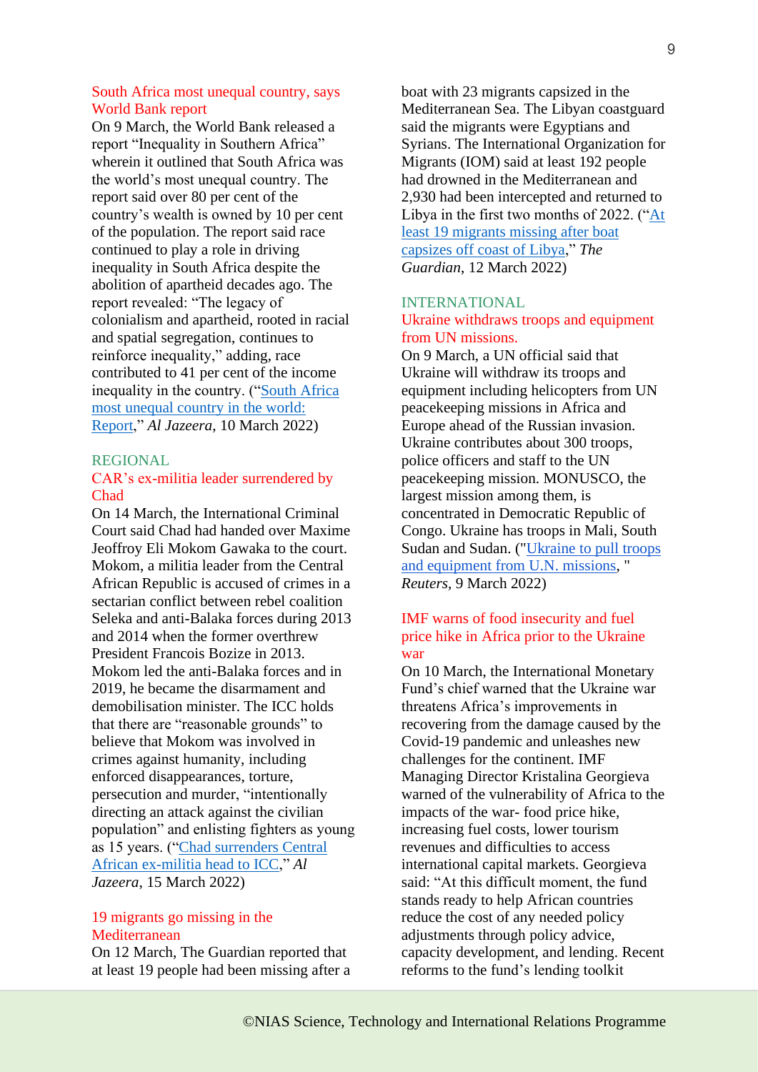### South Africa most unequal country, says World Bank report

On 9 March, the World Bank released a report "Inequality in Southern Africa" wherein it outlined that South Africa was the world's most unequal country. The report said over 80 per cent of the country's wealth is owned by 10 per cent of the population. The report said race continued to play a role in driving inequality in South Africa despite the abolition of apartheid decades ago. The report revealed: "The legacy of colonialism and apartheid, rooted in racial and spatial segregation, continues to reinforce inequality," adding, race contributed to 41 per cent of the income inequality in the country. ("South Africa most unequal country in the world: Report," *Al Jazeera*, 10 March 2022)

## REGIONAL

### CAR's ex-militia leader surrendered by Chad

On 14 March, the International Criminal Court said Chad had handed over Maxime Jeoffroy Eli Mokom Gawaka to the court. Mokom, a militia leader from the Central African Republic is accused of crimes in a sectarian conflict between rebel coalition Seleka and anti-Balaka forces during 2013 and 2014 when the former overthrew President Francois Bozize in 2013. Mokom led the anti-Balaka forces and in 2019, he became the disarmament and demobilisation minister. The ICC holds that there are "reasonable grounds" to believe that Mokom was involved in crimes against humanity, including enforced disappearances, torture, persecution and murder, "intentionally directing an attack against the civilian population" and enlisting fighters as young as 15 years. ("Chad surrenders Central African ex-militia head to ICC," *Al Jazeera*, 15 March 2022)

### 19 migrants go missing in the Mediterranean

On 12 March, The Guardian reported that at least 19 people had been missing after a boat with 23 migrants capsized in the Mediterranean Sea. The Libyan coastguard said the migrants were Egyptians and Syrians. The International Organization for Migrants (IOM) said at least 192 people had drowned in the Mediterranean and 2,930 had been intercepted and returned to Libya in the first two months of 2022. ("At least 19 migrants missing after boat capsizes off coast of Libya," *The Guardian*, 12 March 2022)

## INTERNATIONAL

### Ukraine withdraws troops and equipment from UN missions.

On 9 March, a UN official said that Ukraine will withdraw its troops and equipment including helicopters from UN peacekeeping missions in Africa and Europe ahead of the Russian invasion. Ukraine contributes about 300 troops, police officers and staff to the UN peacekeeping mission. MONUSCO, the largest mission among them, is concentrated in Democratic Republic of Congo. Ukraine has troops in Mali, South Sudan and Sudan. ("Ukraine to pull troops and equipment from U.N. missions, " *Reuters*, 9 March 2022)

### IMF warns of food insecurity and fuel price hike in Africa prior to the Ukraine war

On 10 March, the International Monetary Fund's chief warned that the Ukraine war threatens Africa's improvements in recovering from the damage caused by the Covid-19 pandemic and unleashes new challenges for the continent. IMF Managing Director Kristalina Georgieva warned of the vulnerability of Africa to the impacts of the war- food price hike, increasing fuel costs, lower tourism revenues and difficulties to access international capital markets. Georgieva said: "At this difficult moment, the fund stands ready to help African countries reduce the cost of any needed policy adjustments through policy advice, capacity development, and lending. Recent reforms to the fund's lending toolkit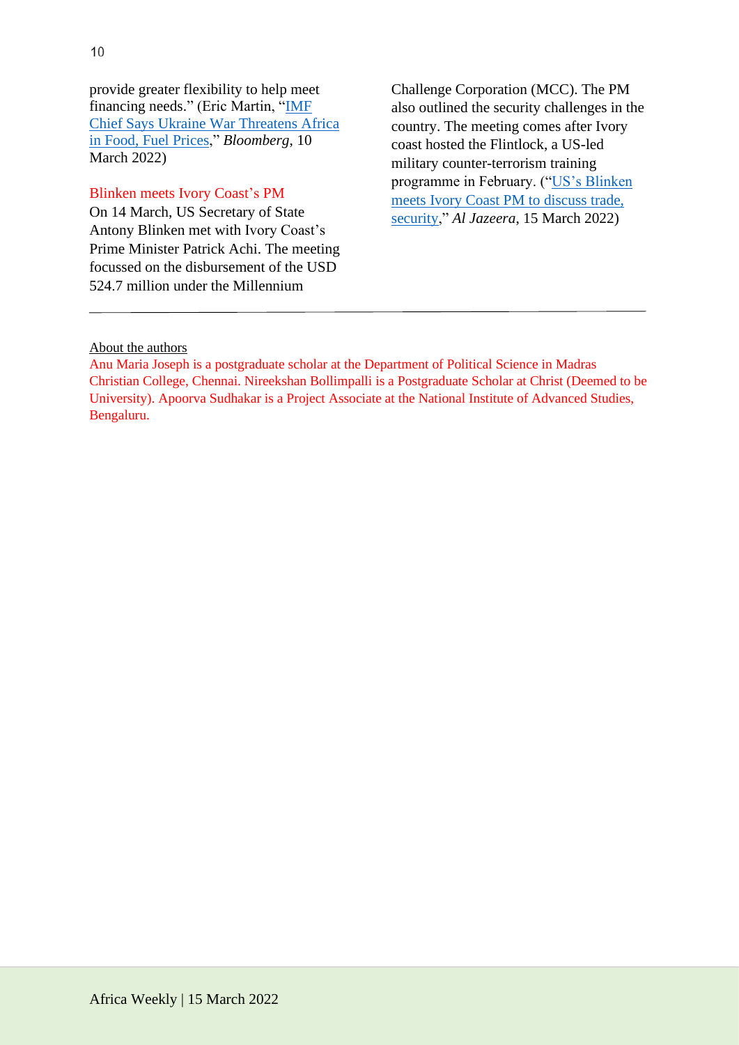provide greater flexibility to help meet financing needs." (Eric Martin, "IMF Chief Says Ukraine War Threatens Africa in Food, Fuel Prices," *Bloomberg*, 10 March 2022)

### Blinken meets Ivory Coast's PM

On 14 March, US Secretary of State Antony Blinken met with Ivory Coast's Prime Minister Patrick Achi. The meeting focussed on the disbursement of the USD 524.7 million under the Millennium Challenge Corporation (MCC). The PM also outlined the security challenges in the country. The meeting comes after Ivory coast hosted the Flintlock, a US-led military counter-terrorism training programme in February. ("US's Blinken meets Ivory Coast PM to discuss trade, security," *Al Jazeera*, 15 March 2022)

---

About the authors

Anu Maria Joseph is a postgraduate scholar at the Department of Political Science in Madras Christian College, Chennai. Nireekshan Bollimpalli is a Postgraduate Scholar at Christ (Deemed to be University). Apoorva Sudhakar is a Project Associate at the National Institute of Advanced Studies, Bengaluru.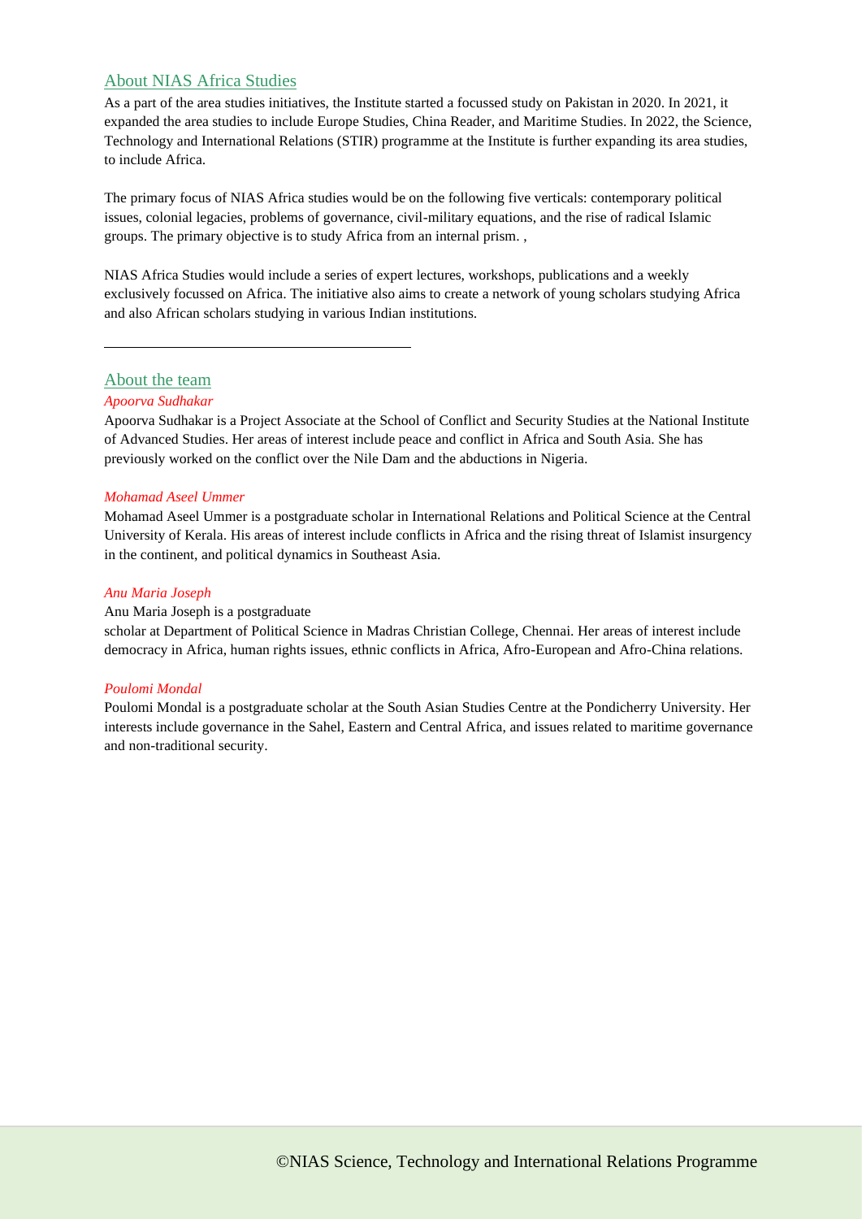## About NIAS Africa Studies

As a part of the area studies initiatives, the Institute started a focussed study on Pakistan in 2020. In 2021, it expanded the area studies to include Europe Studies, China Reader, and Maritime Studies. In 2022, the Science, Technology and International Relations (STIR) programme at the Institute is further expanding its area studies, to include Africa.

The primary focus of NIAS Africa studies would be on the following five verticals: contemporary political issues, colonial legacies, problems of governance, civil-military equations, and the rise of radical Islamic groups. The primary objective is to study Africa from an internal prism. ,

NIAS Africa Studies would include a series of expert lectures, workshops, publications and a weekly exclusively focussed on Africa. The initiative also aims to create a network of young scholars studying Africa and also African scholars studying in various Indian institutions.

---

## About the team

*Apoorva Sudhakar*

Apoorva Sudhakar is a Project Associate at the School of Conflict and Security Studies at the National Institute of Advanced Studies. Her areas of interest include peace and conflict in Africa and South Asia. She has previously worked on the conflict over the Nile Dam and the abductions in Nigeria.

*Mohamad Aseel Ummer*

Mohamad Aseel Ummer is a postgraduate scholar in International Relations and Political Science at the Central University of Kerala. His areas of interest include conflicts in Africa and the rising threat of Islamist insurgency in the continent, and political dynamics in Southeast Asia.

*Anu Maria Joseph*

Anu Maria Joseph is a postgraduate scholar at Department of Political Science in Madras Christian College, Chennai. Her areas of interest include democracy in Africa, human rights issues, ethnic conflicts in Africa, Afro-European and Afro-China relations.

*Poulomi Mondal*

Poulomi Mondal is a postgraduate scholar at the South Asian Studies Centre at the Pondicherry University. Her interests include governance in the Sahel, Eastern and Central Africa, and issues related to maritime governance and non-traditional security.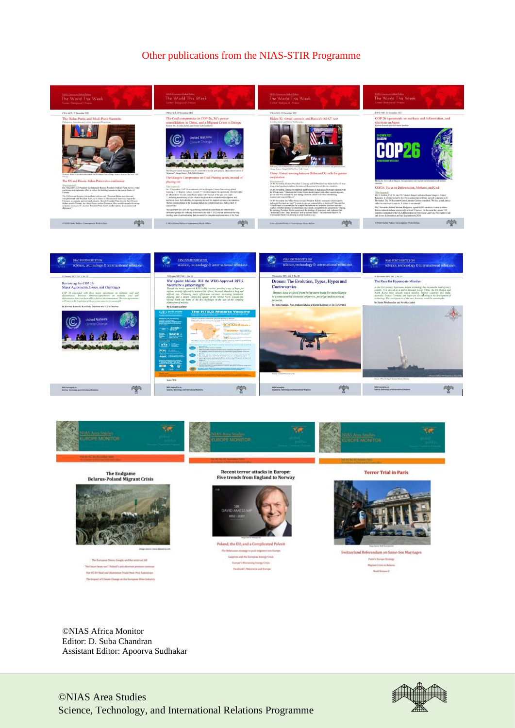## Other publications from the NIAS-STIR Programme

©NIAS Africa Monitor
Editor: D. Suba Chandran
Assistant Editor: Apoorva Sudhakar

©NIAS Area Studies
Science, Technology, and International Relations Programme